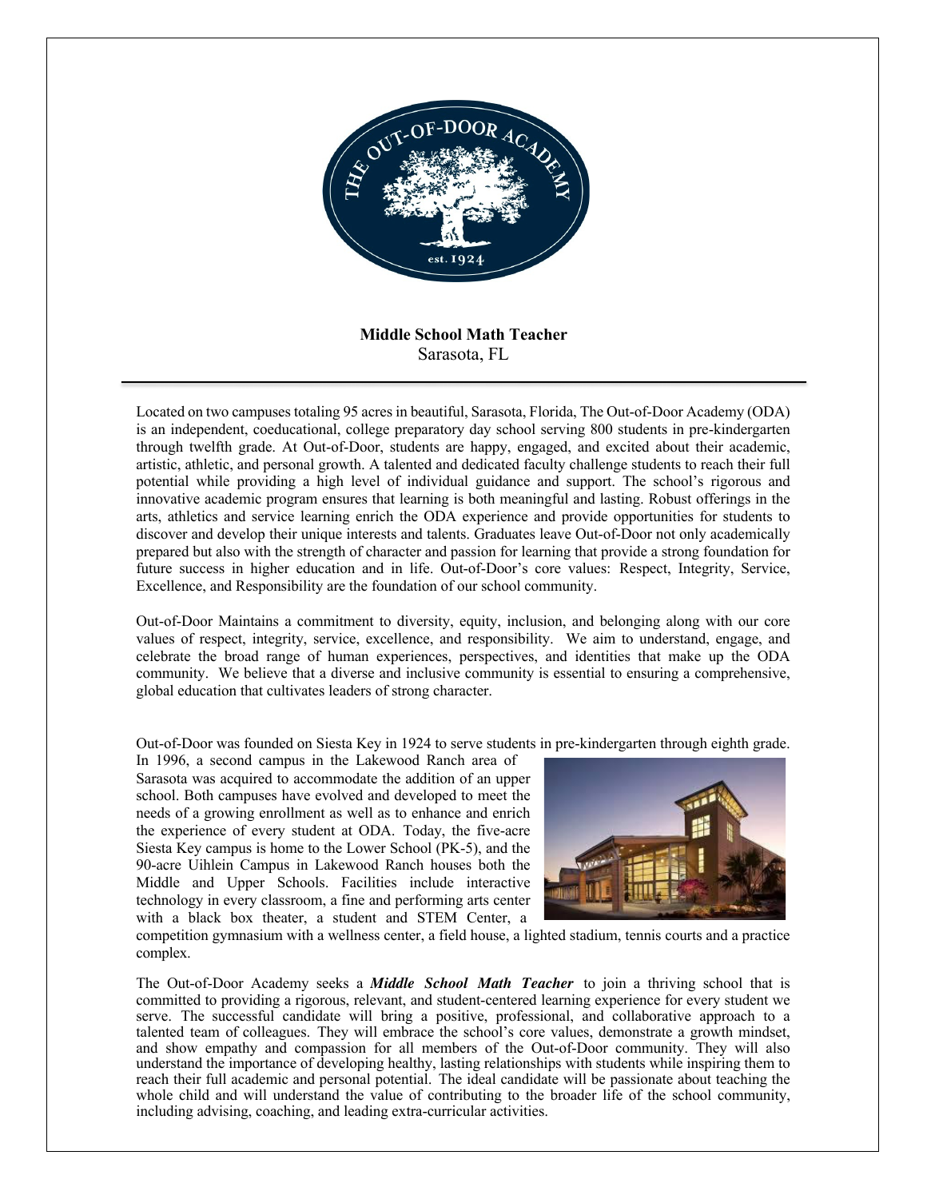**Middle School Math Teacher**
Sarasota, FL

---

Located on two campuses totaling 95 acres in beautiful, Sarasota, Florida, The Out-of-Door Academy (ODA) is an independent, coeducational, college preparatory day school serving 800 students in pre-kindergarten through twelfth grade. At Out-of-Door, students are happy, engaged, and excited about their academic, artistic, athletic, and personal growth. A talented and dedicated faculty challenge students to reach their full potential while providing a high level of individual guidance and support. The school's rigorous and innovative academic program ensures that learning is both meaningful and lasting. Robust offerings in the arts, athletics and service learning enrich the ODA experience and provide opportunities for students to discover and develop their unique interests and talents. Graduates leave Out-of-Door not only academically prepared but also with the strength of character and passion for learning that provide a strong foundation for future success in higher education and in life. Out-of-Door's core values: Respect, Integrity, Service, Excellence, and Responsibility are the foundation of our school community.

Out-of-Door Maintains a commitment to diversity, equity, inclusion, and belonging along with our core values of respect, integrity, service, excellence, and responsibility. We aim to understand, engage, and celebrate the broad range of human experiences, perspectives, and identities that make up the ODA community. We believe that a diverse and inclusive community is essential to ensuring a comprehensive, global education that cultivates leaders of strong character.

Out-of-Door was founded on Siesta Key in 1924 to serve students in pre-kindergarten through eighth grade. In 1996, a second campus in the Lakewood Ranch area of Sarasota was acquired to accommodate the addition of an upper school. Both campuses have evolved and developed to meet the needs of a growing enrollment as well as to enhance and enrich the experience of every student at ODA. Today, the five-acre Siesta Key campus is home to the Lower School (PK-5), and the 90-acre Uihlein Campus in Lakewood Ranch houses both the Middle and Upper Schools. Facilities include interactive technology in every classroom, a fine and performing arts center with a black box theater, a student and STEM Center, a competition gymnasium with a wellness center, a field house, a lighted stadium, tennis courts and a practice complex.

The Out-of-Door Academy seeks a ***Middle School Math Teacher*** to join a thriving school that is committed to providing a rigorous, relevant, and student-centered learning experience for every student we serve. The successful candidate will bring a positive, professional, and collaborative approach to a talented team of colleagues. They will embrace the school's core values, demonstrate a growth mindset, and show empathy and compassion for all members of the Out-of-Door community. They will also understand the importance of developing healthy, lasting relationships with students while inspiring them to reach their full academic and personal potential. The ideal candidate will be passionate about teaching the whole child and will understand the value of contributing to the broader life of the school community, including advising, coaching, and leading extra-curricular activities.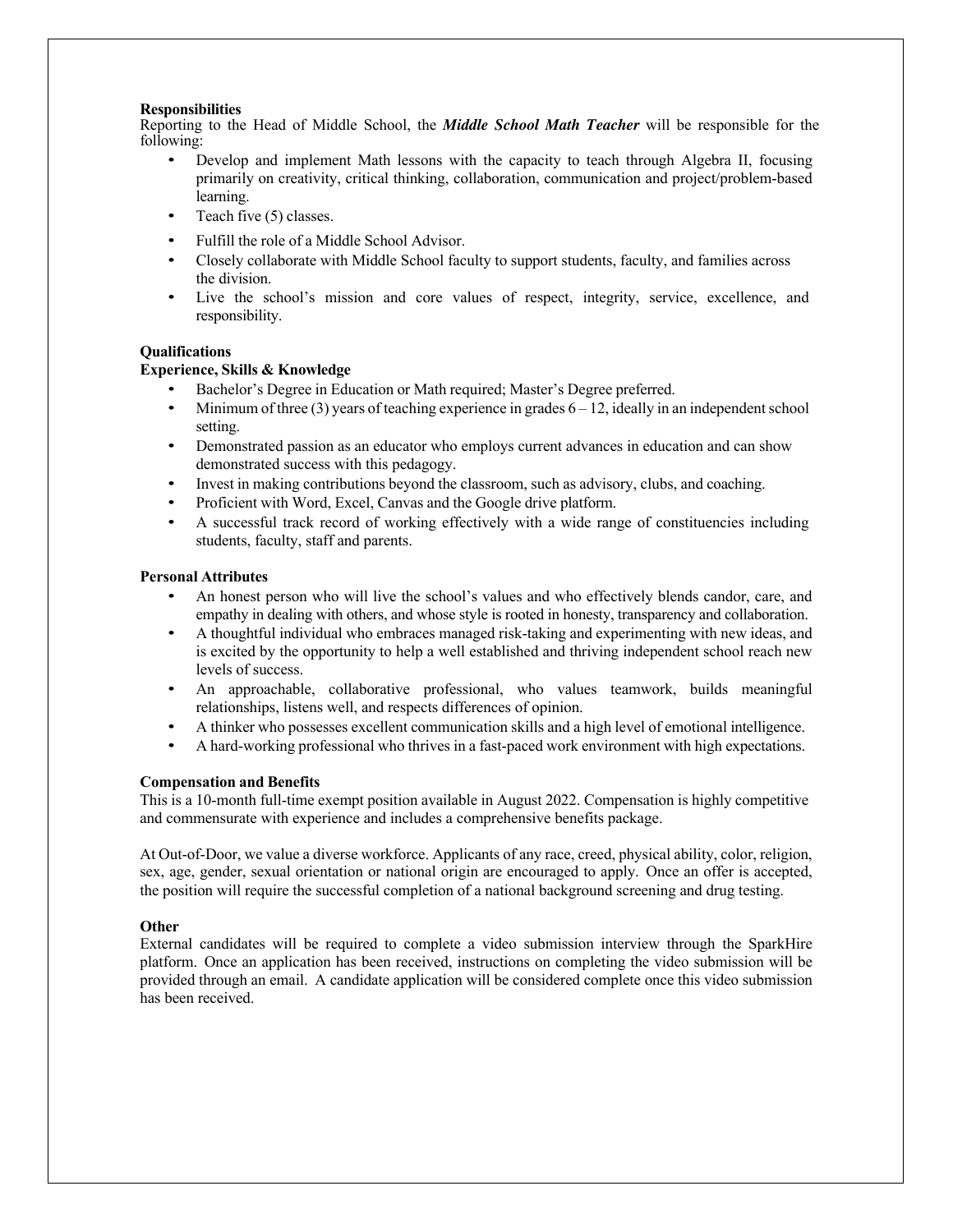**Responsibilities**

Reporting to the Head of Middle School, the ***Middle School Math Teacher*** will be responsible for the following:

- Develop and implement Math lessons with the capacity to teach through Algebra II, focusing primarily on creativity, critical thinking, collaboration, communication and project/problem-based learning.
- Teach five (5) classes.
- Fulfill the role of a Middle School Advisor.
- Closely collaborate with Middle School faculty to support students, faculty, and families across the division.
- Live the school's mission and core values of respect, integrity, service, excellence, and responsibility.

**Qualifications**

**Experience, Skills & Knowledge**

- Bachelor's Degree in Education or Math required; Master's Degree preferred.
- Minimum of three (3) years of teaching experience in grades 6 – 12, ideally in an independent school setting.
- Demonstrated passion as an educator who employs current advances in education and can show demonstrated success with this pedagogy.
- Invest in making contributions beyond the classroom, such as advisory, clubs, and coaching.
- Proficient with Word, Excel, Canvas and the Google drive platform.
- A successful track record of working effectively with a wide range of constituencies including students, faculty, staff and parents.

**Personal Attributes**

- An honest person who will live the school's values and who effectively blends candor, care, and empathy in dealing with others, and whose style is rooted in honesty, transparency and collaboration.
- A thoughtful individual who embraces managed risk-taking and experimenting with new ideas, and is excited by the opportunity to help a well established and thriving independent school reach new levels of success.
- An approachable, collaborative professional, who values teamwork, builds meaningful relationships, listens well, and respects differences of opinion.
- A thinker who possesses excellent communication skills and a high level of emotional intelligence.
- A hard-working professional who thrives in a fast-paced work environment with high expectations.

**Compensation and Benefits**

This is a 10-month full-time exempt position available in August 2022. Compensation is highly competitive and commensurate with experience and includes a comprehensive benefits package.

At Out-of-Door, we value a diverse workforce. Applicants of any race, creed, physical ability, color, religion, sex, age, gender, sexual orientation or national origin are encouraged to apply. Once an offer is accepted, the position will require the successful completion of a national background screening and drug testing.

**Other**

External candidates will be required to complete a video submission interview through the SparkHire platform. Once an application has been received, instructions on completing the video submission will be provided through an email. A candidate application will be considered complete once this video submission has been received.